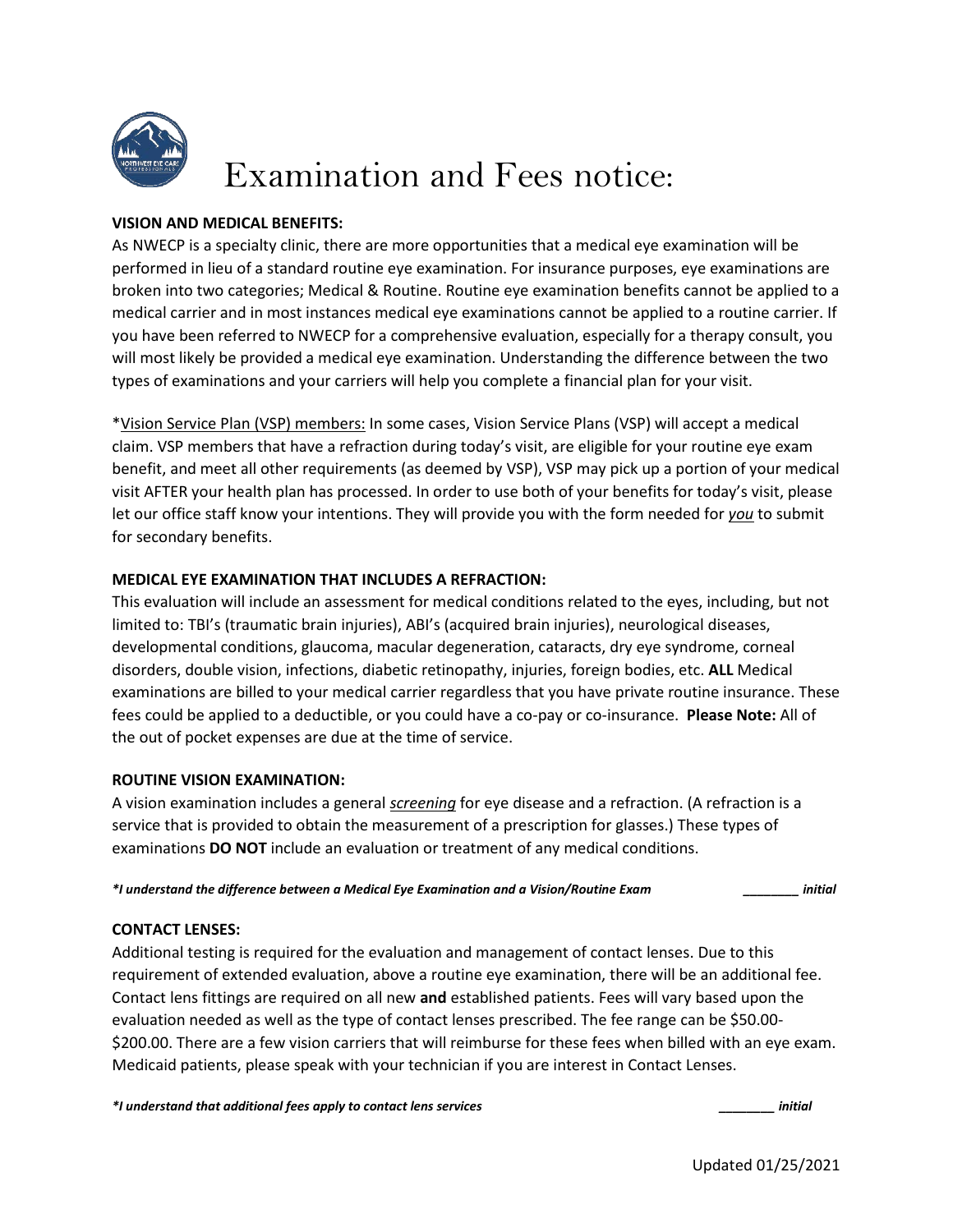# Examination and Fees notice:

**VISION AND MEDICAL BENEFITS:**

As NWECP is a specialty clinic, there are more opportunities that a medical eye examination will be performed in lieu of a standard routine eye examination. For insurance purposes, eye examinations are broken into two categories; Medical & Routine. Routine eye examination benefits cannot be applied to a medical carrier and in most instances medical eye examinations cannot be applied to a routine carrier. If you have been referred to NWECP for a comprehensive evaluation, especially for a therapy consult, you will most likely be provided a medical eye examination. Understanding the difference between the two types of examinations and your carriers will help you complete a financial plan for your visit.

*<u>Vision Service Plan (VSP) members:</u> In some cases, Vision Service Plans (VSP) will accept a medical claim. VSP members that have a refraction during today's visit, are eligible for your routine eye exam benefit, and meet all other requirements (as deemed by VSP), VSP may pick up a portion of your medical visit AFTER your health plan has processed. In order to use both of your benefits for today's visit, please let our office staff know your intentions. They will provide you with the form needed for ***<u>you</u>*** to submit for secondary benefits.

**MEDICAL EYE EXAMINATION THAT INCLUDES A REFRACTION:**

This evaluation will include an assessment for medical conditions related to the eyes, including, but not limited to: TBI's (traumatic brain injuries), ABI's (acquired brain injuries), neurological diseases, developmental conditions, glaucoma, macular degeneration, cataracts, dry eye syndrome, corneal disorders, double vision, infections, diabetic retinopathy, injuries, foreign bodies, etc. **ALL** Medical examinations are billed to your medical carrier regardless that you have private routine insurance. These fees could be applied to a deductible, or you could have a co-pay or co-insurance. **Please Note:** All of the out of pocket expenses are due at the time of service.

**ROUTINE VISION EXAMINATION:**

A vision examination includes a general ***<u>screening</u>*** for eye disease and a refraction. (A refraction is a service that is provided to obtain the measurement of a prescription for glasses.) These types of examinations **DO NOT** include an evaluation or treatment of any medical conditions.

***\*I understand the difference between a Medical Eye Examination and a Vision/Routine Exam _______ initial***

**CONTACT LENSES:**

Additional testing is required for the evaluation and management of contact lenses. Due to this requirement of extended evaluation, above a routine eye examination, there will be an additional fee. Contact lens fittings are required on all new **and** established patients. Fees will vary based upon the evaluation needed as well as the type of contact lenses prescribed. The fee range can be $50.00-$200.00. There are a few vision carriers that will reimburse for these fees when billed with an eye exam. Medicaid patients, please speak with your technician if you are interest in Contact Lenses.

***\*I understand that additional fees apply to contact lens services _______ initial***

Updated 01/25/2021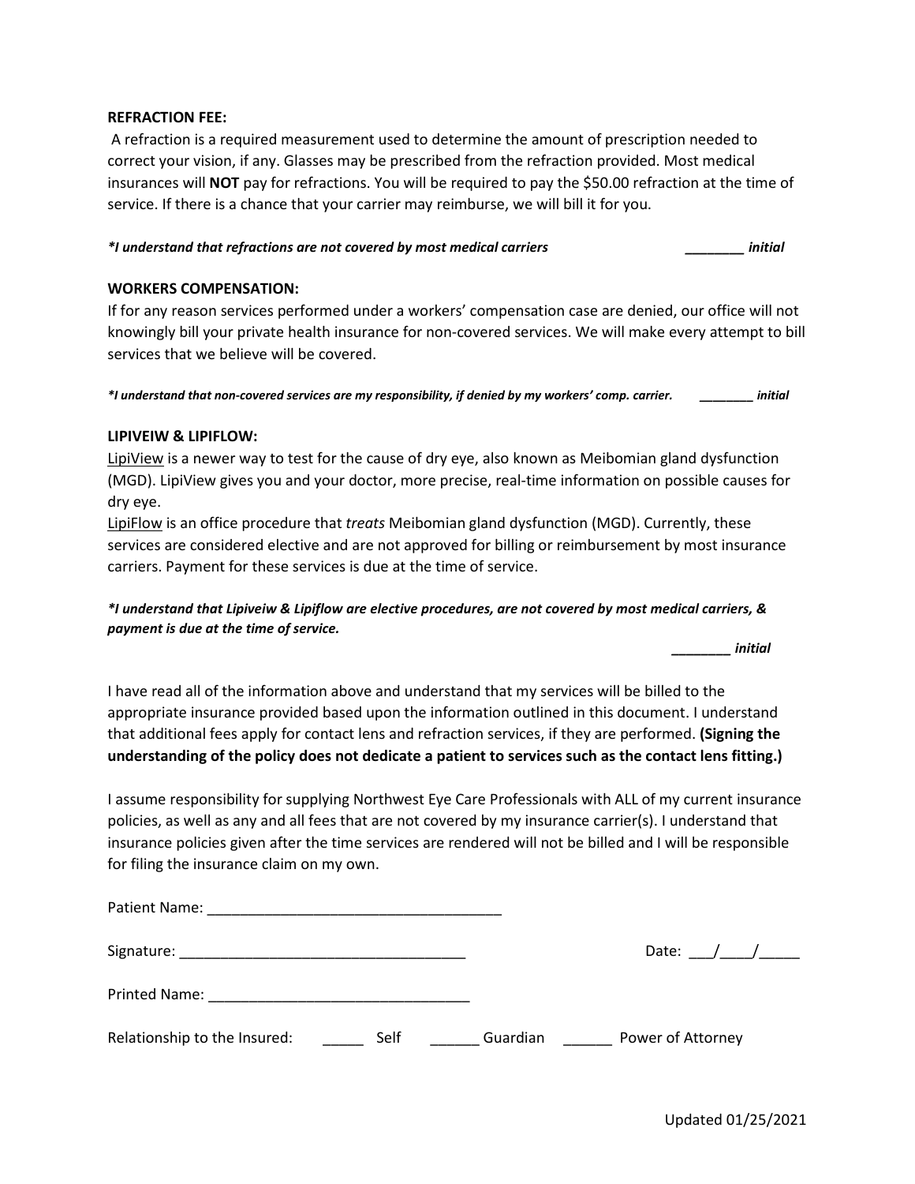**REFRACTION FEE:**

A refraction is a required measurement used to determine the amount of prescription needed to correct your vision, if any. Glasses may be prescribed from the refraction provided. Most medical insurances will **NOT** pay for refractions. You will be required to pay the $50.00 refraction at the time of service. If there is a chance that your carrier may reimburse, we will bill it for you.

***I understand that refractions are not covered by most medical carriers** **________ initial***

**WORKERS COMPENSATION:**

If for any reason services performed under a workers' compensation case are denied, our office will not knowingly bill your private health insurance for non-covered services. We will make every attempt to bill services that we believe will be covered.

***I understand that non-covered services are my responsibility, if denied by my workers' comp. carrier.** **________ initial***

**LIPIVEIW & LIPIFLOW:**

<u>LipiView</u> is a newer way to test for the cause of dry eye, also known as Meibomian gland dysfunction (MGD). LipiView gives you and your doctor, more precise, real-time information on possible causes for dry eye.

<u>LipiFlow</u> is an office procedure that *treats* Meibomian gland dysfunction (MGD). Currently, these services are considered elective and are not approved for billing or reimbursement by most insurance carriers. Payment for these services is due at the time of service.

***I understand that Lipiveiw & Lipiflow are elective procedures, are not covered by most medical carriers, & payment is due at the time of service.***

***________ initial***

I have read all of the information above and understand that my services will be billed to the appropriate insurance provided based upon the information outlined in this document. I understand that additional fees apply for contact lens and refraction services, if they are performed. **(Signing the understanding of the policy does not dedicate a patient to services such as the contact lens fitting.)**

I assume responsibility for supplying Northwest Eye Care Professionals with ALL of my current insurance policies, as well as any and all fees that are not covered by my insurance carrier(s). I understand that insurance policies given after the time services are rendered will not be billed and I will be responsible for filing the insurance claim on my own.

Patient Name: ____________________________________

Signature: ____________________________________ Date: ___/____/_____

Printed Name: ________________________________

Relationship to the Insured: _____ Self ______ Guardian ______ Power of Attorney

Updated 01/25/2021